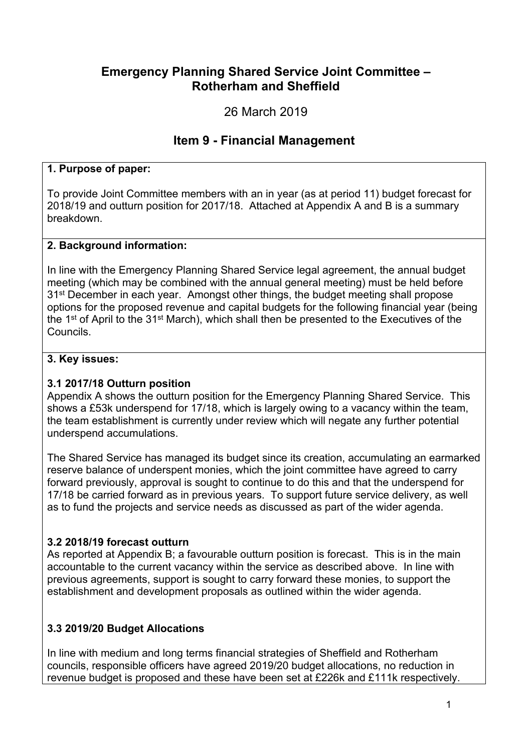# Emergency Planning Shared Service Joint Committee – Rotherham and Sheffield

26 March 2019

## Item 9 - Financial Management

### 1. Purpose of paper:

To provide Joint Committee members with an in year (as at period 11) budget forecast for 2018/19 and outturn position for 2017/18. Attached at Appendix A and B is a summary breakdown.

### 2. Background information:

In line with the Emergency Planning Shared Service legal agreement, the annual budget meeting (which may be combined with the annual general meeting) must be held before 31st December in each year. Amongst other things, the budget meeting shall propose options for the proposed revenue and capital budgets for the following financial year (being the 1st of April to the 31st March), which shall then be presented to the Executives of the Councils.

### 3. Key issues:

**3.1 2017/18 Outturn position**

Appendix A shows the outturn position for the Emergency Planning Shared Service. This shows a £53k underspend for 17/18, which is largely owing to a vacancy within the team, the team establishment is currently under review which will negate any further potential underspend accumulations.

The Shared Service has managed its budget since its creation, accumulating an earmarked reserve balance of underspent monies, which the joint committee have agreed to carry forward previously, approval is sought to continue to do this and that the underspend for 17/18 be carried forward as in previous years. To support future service delivery, as well as to fund the projects and service needs as discussed as part of the wider agenda.

**3.2 2018/19 forecast outturn**

As reported at Appendix B; a favourable outturn position is forecast. This is in the main accountable to the current vacancy within the service as described above. In line with previous agreements, support is sought to carry forward these monies, to support the establishment and development proposals as outlined within the wider agenda.

**3.3 2019/20 Budget Allocations**

In line with medium and long terms financial strategies of Sheffield and Rotherham councils, responsible officers have agreed 2019/20 budget allocations, no reduction in revenue budget is proposed and these have been set at £226k and £111k respectively.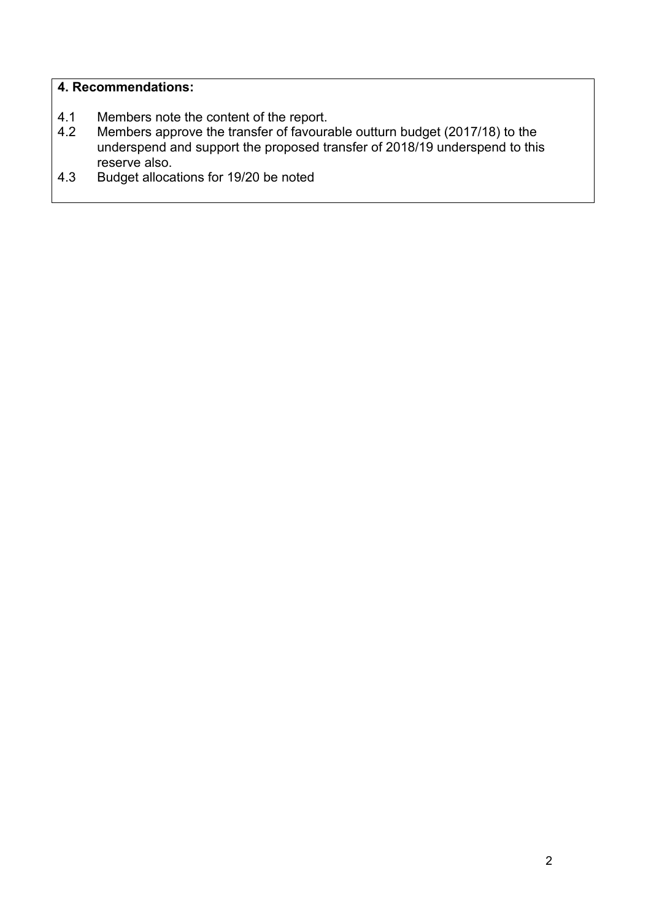**4. Recommendations:**

4.1 Members note the content of the report.

4.2 Members approve the transfer of favourable outturn budget (2017/18) to the underspend and support the proposed transfer of 2018/19 underspend to this reserve also.

4.3 Budget allocations for 19/20 be noted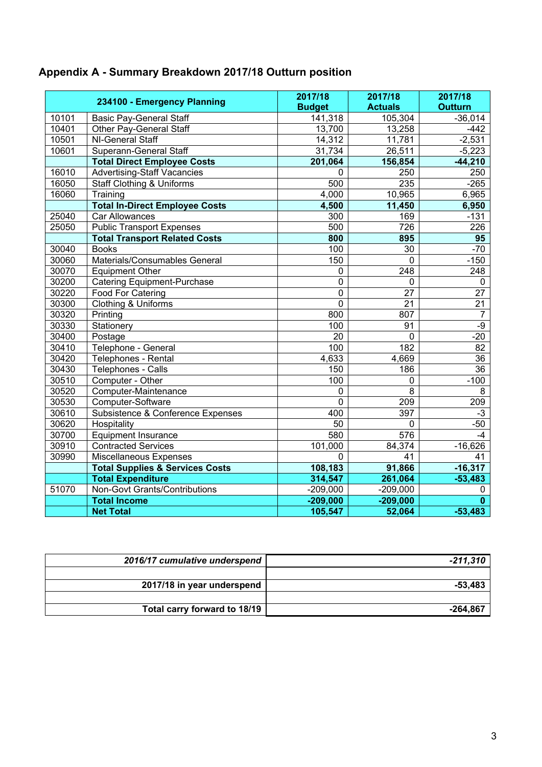## Appendix A - Summary Breakdown 2017/18 Outturn position

| | 234100 - Emergency Planning | 2017/18 Budget | 2017/18 Actuals | 2017/18 Outturn |
|---|---|---|---|---|
| 10101 | Basic Pay-General Staff | 141,318 | 105,304 | -36,014 |
| 10401 | Other Pay-General Staff | 13,700 | 13,258 | -442 |
| 10501 | NI-General Staff | 14,312 | 11,781 | -2,531 |
| 10601 | Superann-General Staff | 31,734 | 26,511 | -5,223 |
| | **Total Direct Employee Costs** | **201,064** | **156,854** | **-44,210** |
| 16010 | Advertising-Staff Vacancies | 0 | 250 | 250 |
| 16050 | Staff Clothing & Uniforms | 500 | 235 | -265 |
| 16060 | Training | 4,000 | 10,965 | 6,965 |
| | **Total In-Direct Employee Costs** | **4,500** | **11,450** | **6,950** |
| 25040 | Car Allowances | 300 | 169 | -131 |
| 25050 | Public Transport Expenses | 500 | 726 | 226 |
| | **Total Transport Related Costs** | **800** | **895** | **95** |
| 30040 | Books | 100 | 30 | -70 |
| 30060 | Materials/Consumables General | 150 | 0 | -150 |
| 30070 | Equipment Other | 0 | 248 | 248 |
| 30200 | Catering Equipment-Purchase | 0 | 0 | 0 |
| 30220 | Food For Catering | 0 | 27 | 27 |
| 30300 | Clothing & Uniforms | 0 | 21 | 21 |
| 30320 | Printing | 800 | 807 | 7 |
| 30330 | Stationery | 100 | 91 | -9 |
| 30400 | Postage | 20 | 0 | -20 |
| 30410 | Telephone - General | 100 | 182 | 82 |
| 30420 | Telephones - Rental | 4,633 | 4,669 | 36 |
| 30430 | Telephones - Calls | 150 | 186 | 36 |
| 30510 | Computer - Other | 100 | 0 | -100 |
| 30520 | Computer-Maintenance | 0 | 8 | 8 |
| 30530 | Computer-Software | 0 | 209 | 209 |
| 30610 | Subsistence & Conference Expenses | 400 | 397 | -3 |
| 30620 | Hospitality | 50 | 0 | -50 |
| 30700 | Equipment Insurance | 580 | 576 | -4 |
| 30910 | Contracted Services | 101,000 | 84,374 | -16,626 |
| 30990 | Miscellaneous Expenses | 0 | 41 | 41 |
| | **Total Supplies & Services Costs** | **108,183** | **91,866** | **-16,317** |
| | **Total Expenditure** | **314,547** | **261,064** | **-53,483** |
| 51070 | Non-Govt Grants/Contributions | -209,000 | -209,000 | 0 |
| | **Total Income** | **-209,000** | **-209,000** | **0** |
| | **Net Total** | **105,547** | **52,064** | **-53,483** |

| | |
|---|---|
| ***2016/17 cumulative underspend*** | ***-211,310*** |
| | |
| **2017/18 in year underspend** | **-53,483** |
| | |
| **Total carry forward to 18/19** | **-264,867** |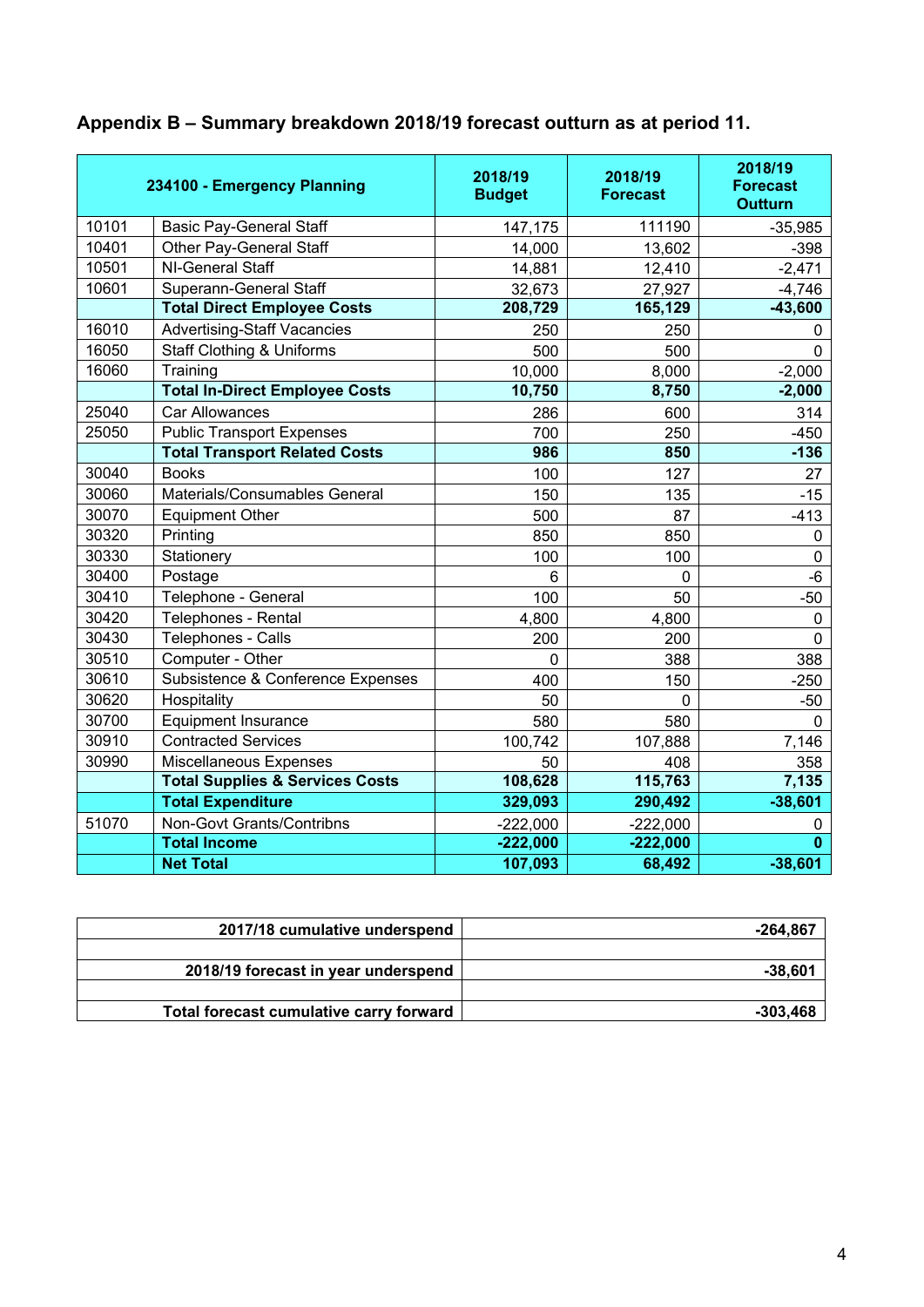## Appendix B – Summary breakdown 2018/19 forecast outturn as at period 11.

| 234100 - Emergency Planning | | 2018/19 Budget | 2018/19 Forecast | 2018/19 Forecast Outturn |
|---|---|---|---|---|
| 10101 | Basic Pay-General Staff | 147,175 | 111190 | -35,985 |
| 10401 | Other Pay-General Staff | 14,000 | 13,602 | -398 |
| 10501 | NI-General Staff | 14,881 | 12,410 | -2,471 |
| 10601 | Superann-General Staff | 32,673 | 27,927 | -4,746 |
| | **Total Direct Employee Costs** | **208,729** | **165,129** | **-43,600** |
| 16010 | Advertising-Staff Vacancies | 250 | 250 | 0 |
| 16050 | Staff Clothing & Uniforms | 500 | 500 | 0 |
| 16060 | Training | 10,000 | 8,000 | -2,000 |
| | **Total In-Direct Employee Costs** | **10,750** | **8,750** | **-2,000** |
| 25040 | Car Allowances | 286 | 600 | 314 |
| 25050 | Public Transport Expenses | 700 | 250 | -450 |
| | **Total Transport Related Costs** | **986** | **850** | **-136** |
| 30040 | Books | 100 | 127 | 27 |
| 30060 | Materials/Consumables General | 150 | 135 | -15 |
| 30070 | Equipment Other | 500 | 87 | -413 |
| 30320 | Printing | 850 | 850 | 0 |
| 30330 | Stationery | 100 | 100 | 0 |
| 30400 | Postage | 6 | 0 | -6 |
| 30410 | Telephone - General | 100 | 50 | -50 |
| 30420 | Telephones - Rental | 4,800 | 4,800 | 0 |
| 30430 | Telephones - Calls | 200 | 200 | 0 |
| 30510 | Computer - Other | 0 | 388 | 388 |
| 30610 | Subsistence & Conference Expenses | 400 | 150 | -250 |
| 30620 | Hospitality | 50 | 0 | -50 |
| 30700 | Equipment Insurance | 580 | 580 | 0 |
| 30910 | Contracted Services | 100,742 | 107,888 | 7,146 |
| 30990 | Miscellaneous Expenses | 50 | 408 | 358 |
| | **Total Supplies & Services Costs** | **108,628** | **115,763** | **7,135** |
| | **Total Expenditure** | **329,093** | **290,492** | **-38,601** |
| 51070 | Non-Govt Grants/Contribns | -222,000 | -222,000 | 0 |
| | **Total Income** | **-222,000** | **-222,000** | **0** |
| | **Net Total** | **107,093** | **68,492** | **-38,601** |

| | |
|---|---|
| **2017/18 cumulative underspend** | **-264,867** |
| | |
| **2018/19 forecast in year underspend** | **-38,601** |
| | |
| **Total forecast cumulative carry forward** | **-303,468** |